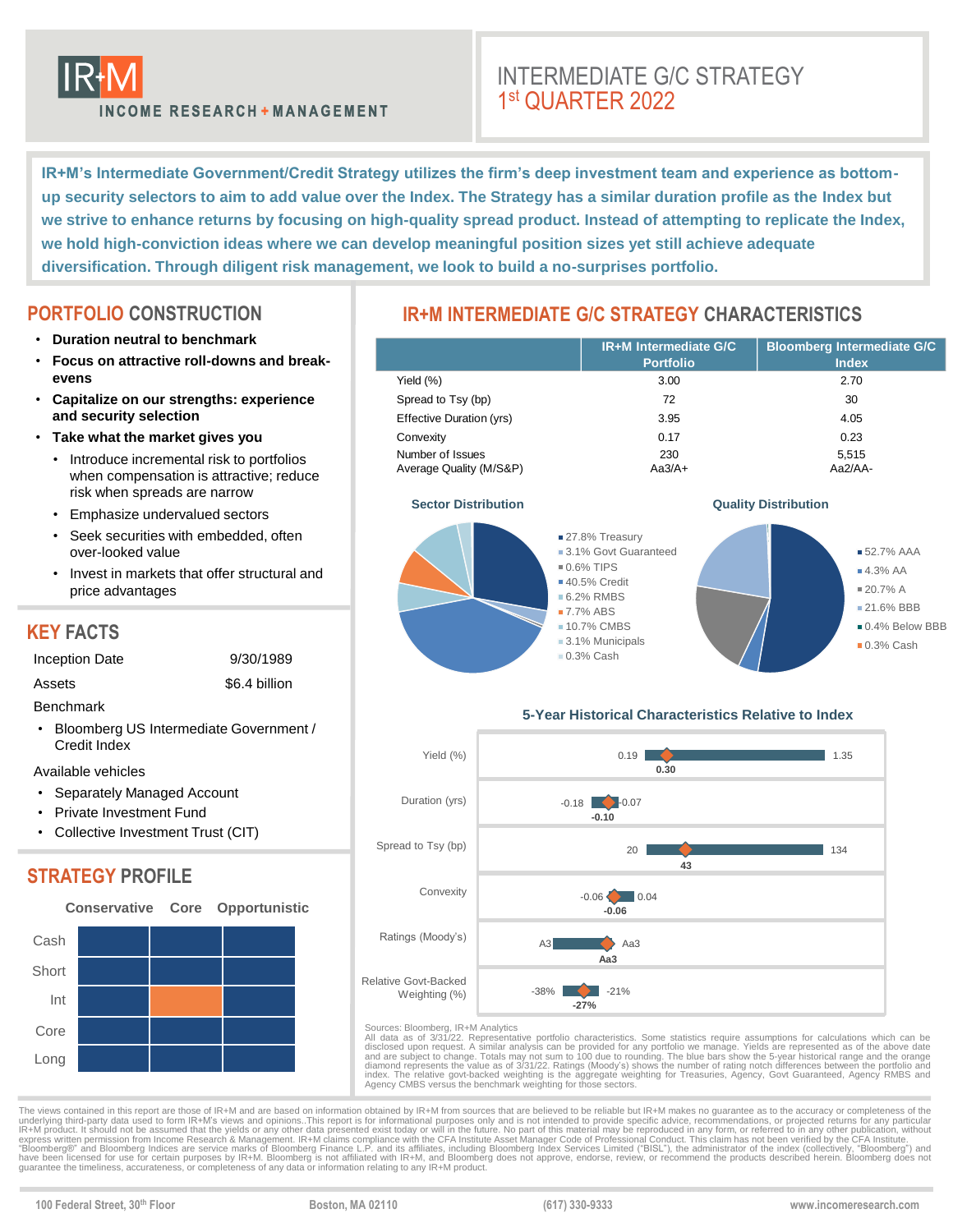IR+M INCOME RESEARCH + MANAGEMENT

# INTERMEDIATE G/C STRATEGY
## 1st QUARTER 2022

**IR+M's Intermediate Government/Credit Strategy utilizes the firm's deep investment team and experience as bottom-up security selectors to aim to add value over the Index. The Strategy has a similar duration profile as the Index but we strive to enhance returns by focusing on high-quality spread product. Instead of attempting to replicate the Index, we hold high-conviction ideas where we can develop meaningful position sizes yet still achieve adequate diversification. Through diligent risk management, we look to build a no-surprises portfolio.**

## PORTFOLIO CONSTRUCTION

- **Duration neutral to benchmark**
- **Focus on attractive roll-downs and break-evens**
- **Capitalize on our strengths: experience and security selection**
- **Take what the market gives you**
  - Introduce incremental risk to portfolios when compensation is attractive; reduce risk when spreads are narrow
  - Emphasize undervalued sectors
  - Seek securities with embedded, often over-looked value
  - Invest in markets that offer structural and price advantages

## KEY FACTS

| | |
|---|---|
| Inception Date | 9/30/1989 |
| Assets | $6.4 billion |

Benchmark
- Bloomberg US Intermediate Government / Credit Index

Available vehicles
- Separately Managed Account
- Private Investment Fund
- Collective Investment Trust (CIT)

## STRATEGY PROFILE

| | Conservative | Core | Opportunistic |
|---|---|---|---|
| Cash | | | |
| Short | | | |
| Int | | ■ | |
| Core | | | |
| Long | | | |

## IR+M INTERMEDIATE G/C STRATEGY CHARACTERISTICS

| | IR+M Intermediate G/C Portfolio | Bloomberg Intermediate G/C Index |
|---|---|---|
| Yield (%) | 3.00 | 2.70 |
| Spread to Tsy (bp) | 72 | 30 |
| Effective Duration (yrs) | 3.95 | 4.05 |
| Convexity | 0.17 | 0.23 |
| Number of Issues | 230 | 5,515 |
| Average Quality (M/S&P) | Aa3/A+ | Aa2/AA- |

**Sector Distribution**

- 27.8% Treasury
- 3.1% Govt Guaranteed
- 0.6% TIPS
- 40.5% Credit
- 6.2% RMBS
- 7.7% ABS
- 10.7% CMBS
- 3.1% Municipals
- 0.3% Cash

**Quality Distribution**

- 52.7% AAA
- 4.3% AA
- 20.7% A
- 21.6% BBB
- 0.4% Below BBB
- 0.3% Cash

**5-Year Historical Characteristics Relative to Index**

| | Low | High | Current (3/31/22) |
|---|---|---|---|
| Yield (%) | 0.19 | 1.35 | 0.30 |
| Duration (yrs) | -0.18 | -0.07 | -0.10 |
| Spread to Tsy (bp) | 20 | 134 | 43 |
| Convexity | -0.06 | 0.04 | -0.06 |
| Ratings (Moody's) | A3 | Aa3 | Aa3 |
| Relative Govt-Backed Weighting (%) | -38% | -21% | -27% |

Sources: Bloomberg, IR+M Analytics
All data as of 3/31/22. Representative portfolio characteristics. Some statistics require assumptions for calculations which can be disclosed upon request. A similar analysis can be provided for any portfolio we manage. Yields are represented as of the above date and are subject to change. Totals may not sum to 100 due to rounding. The blue bars show the 5-year historical range and the orange diamond represents the value as of 3/31/22. Ratings (Moody's) shows the number of rating notch differences between the portfolio and index. The relative govt-backed weighting is the aggregate weighting for Treasuries, Agency, Govt Guaranteed, Agency RMBS and Agency CMBS versus the benchmark weighting for those sectors.

The views contained in this report are those of IR+M and are based on information obtained by IR+M from sources that are believed to be reliable but IR+M makes no guarantee as to the accuracy or completeness of the underlying third-party data used to form IR+M's views and opinions..This report is for informational purposes only and is not intended to provide specific advice, recommendations, or projected returns for any particular IR+M product. It should not be assumed that the yields or any other data presented exist today or will in the future. No part of this material may be reproduced in any form, or referred to in any other publication, without express written permission from Income Research & Management. IR+M claims compliance with the CFA Institute Asset Manager Code of Professional Conduct. This claim has not been verified by the CFA Institute. "Bloomberg®" and Bloomberg Indices are service marks of Bloomberg Finance L.P. and its affiliates, including Bloomberg Index Services Limited ("BISL"), the administrator of the index (collectively, "Bloomberg") and have been licensed for use for certain purposes by IR+M. Bloomberg is not affiliated with IR+M, and Bloomberg does not approve, endorse, review, or recommend the products described herein. Bloomberg does not guarantee the timeliness, accurateness, or completeness of any data or information relating to any IR+M product.

100 Federal Street, 30th Floor | Boston, MA 02110 | (617) 330-9333 | www.incomeresearch.com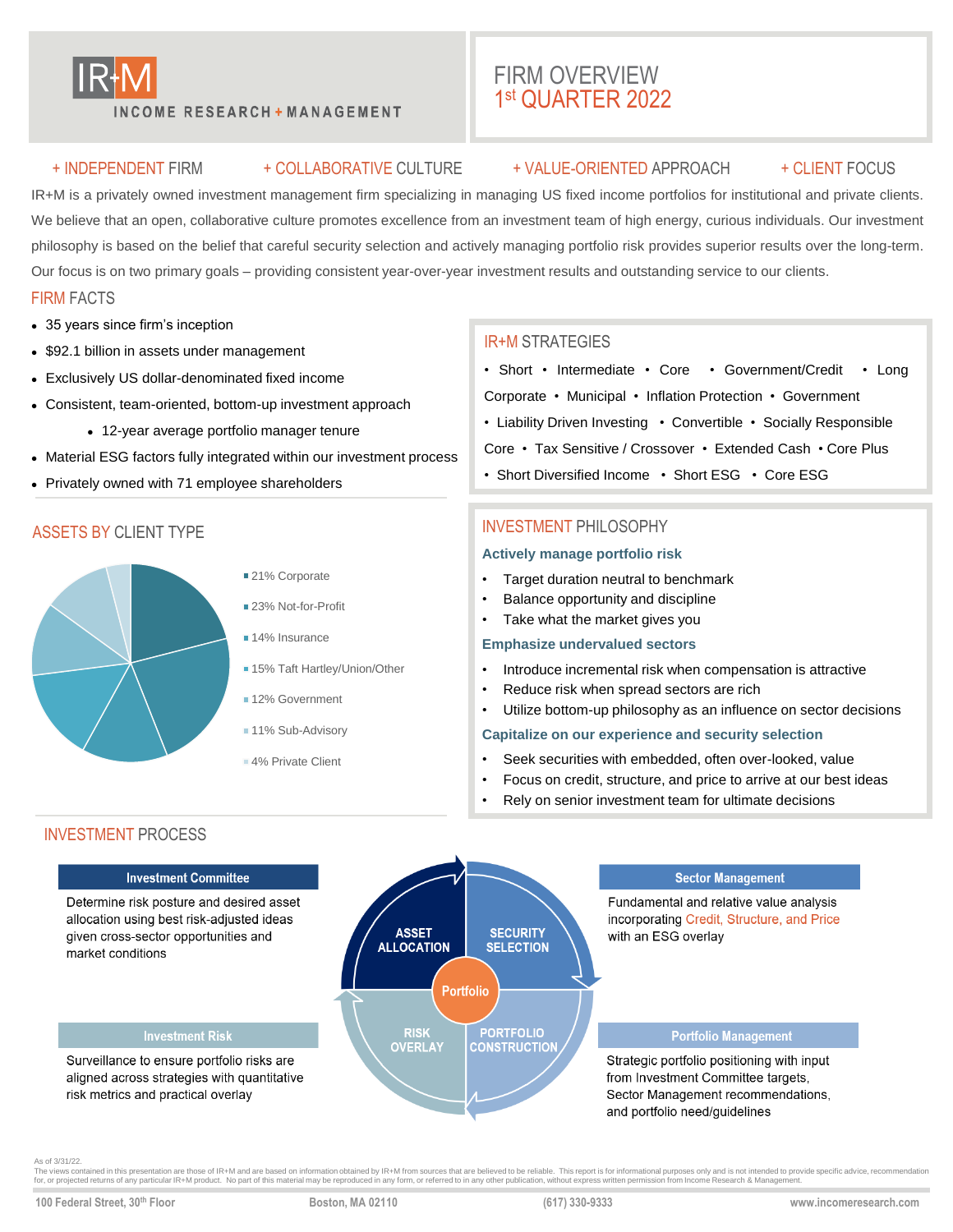IR+M INCOME RESEARCH + MANAGEMENT

# FIRM OVERVIEW
## 1st QUARTER 2022

+ INDEPENDENT FIRM + COLLABORATIVE CULTURE + VALUE-ORIENTED APPROACH + CLIENT FOCUS

IR+M is a privately owned investment management firm specializing in managing US fixed income portfolios for institutional and private clients. We believe that an open, collaborative culture promotes excellence from an investment team of high energy, curious individuals. Our investment philosophy is based on the belief that careful security selection and actively managing portfolio risk provides superior results over the long-term. Our focus is on two primary goals – providing consistent year-over-year investment results and outstanding service to our clients.

## FIRM FACTS

- 35 years since firm's inception
- $92.1 billion in assets under management
- Exclusively US dollar-denominated fixed income
- Consistent, team-oriented, bottom-up investment approach
  - 12-year average portfolio manager tenure
- Material ESG factors fully integrated within our investment process
- Privately owned with 71 employee shareholders

## IR+M STRATEGIES

• Short • Intermediate • Core • Government/Credit • Long Corporate • Municipal • Inflation Protection • Government • Liability Driven Investing • Convertible • Socially Responsible Core • Tax Sensitive / Crossover • Extended Cash • Core Plus • Short Diversified Income • Short ESG • Core ESG

## ASSETS BY CLIENT TYPE

21% Corporate
23% Not-for-Profit
14% Insurance
15% Taft Hartley/Union/Other
12% Government
11% Sub-Advisory
4% Private Client

## INVESTMENT PHILOSOPHY

**Actively manage portfolio risk**

- Target duration neutral to benchmark
- Balance opportunity and discipline
- Take what the market gives you

**Emphasize undervalued sectors**

- Introduce incremental risk when compensation is attractive
- Reduce risk when spread sectors are rich
- Utilize bottom-up philosophy as an influence on sector decisions

**Capitalize on our experience and security selection**

- Seek securities with embedded, often over-looked, value
- Focus on credit, structure, and price to arrive at our best ideas
- Rely on senior investment team for ultimate decisions

## INVESTMENT PROCESS

**Investment Committee**

Determine risk posture and desired asset allocation using best risk-adjusted ideas given cross-sector opportunities and market conditions

**Sector Management**

Fundamental and relative value analysis incorporating Credit, Structure, and Price with an ESG overlay

**Investment Risk**

Surveillance to ensure portfolio risks are aligned across strategies with quantitative risk metrics and practical overlay

**Portfolio Management**

Strategic portfolio positioning with input from Investment Committee targets, Sector Management recommendations, and portfolio need/guidelines

ASSET ALLOCATION
SECURITY SELECTION
Portfolio
RISK OVERLAY
PORTFOLIO CONSTRUCTION

As of 3/31/22.
The views contained in this presentation are those of IR+M and are based on information obtained by IR+M from sources that are believed to be reliable. This report is for informational purposes only and is not intended to provide specific advice, recommendation for, or projected returns of any particular IR+M product. No part of this material may be reproduced in any form, or referred to in any other publication, without express written permission from Income Research & Management.

100 Federal Street, 30th Floor | Boston, MA 02110 | (617) 330-9333 | www.incomeresearch.com